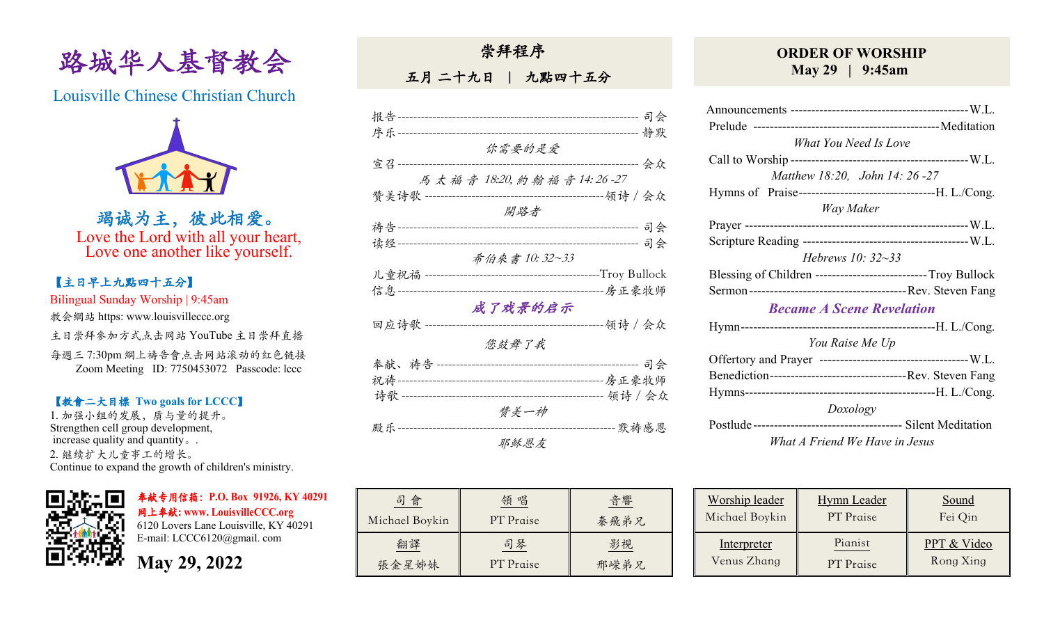# 路城华人基督教会

Louisville Chinese Christian Church

**竭诚为主，彼此相爱。**
Love the Lord with all your heart,
Love one another like yourself.

**【主日早上九點四十五分】**
Bilingual Sunday Worship | 9:45am
教會網站 https: www.louisvilleccc.org
主日崇拜參加方式点击网站 YouTube 主日崇拜直播
每週三 7:30pm 網上禱告會点击网站滚动的红色链接
Zoom Meeting ID: 7750453072 Passcode: lccc

**【教會二大目標 Two goals for LCCC】**
1. 加强小组的发展，质与量的提升。
Strengthen cell group development,
increase quality and quantity。.
2. 继续扩大儿童事工的增长。
Continue to expand the growth of children's ministry.

**奉献专用信箱：P.O. Box 91926, KY 40291**
**网上奉献: www. LouisvilleCCC.org**
6120 Lovers Lane Louisville, KY 40291
E-mail: LCCC6120@gmail. com

**May 29, 2022**

## 崇拜程序
**五月 二十九日 ｜ 九點四十五分**

报告 ------------------------------------------ 司会
序乐 ------------------------------------------ 静默
*你需要的是爱*
宣召 ------------------------------------------ 会众
*馬 太 福 音 18:20, 約 翰 福 音 14: 26 -27*
赞美诗歌 ------------------------------------ 领诗 / 会众
*開路者*
祷告 ------------------------------------------ 司会
读经 ------------------------------------------ 司会
*希伯來書 10: 32~33*
儿童祝福 ------------------------------------ Troy Bullock
信息 ------------------------------------------ 房正豪牧师
***成了戏景的启示***
回应诗歌 ------------------------------------ 领诗 / 会众
*您鼓舞了我*
奉献、祷告 ---------------------------------- 司会
祝祷 ------------------------------------------ 房正豪牧师
诗歌 ------------------------------------------ 领诗 / 会众
*赞美一神*
殿乐 ------------------------------------------ 默祷感恩
*耶稣恩友*

| 司 會 | 領 唱 | 音響 |
|---|---|---|
| Michael Boykin | PT Praise | 秦飛弟兄 |
| 翻譯 | 司琴 | 影視 |
| 張金星姊妹 | PT Praise | 邢嵘弟兄 |

## ORDER OF WORSHIP
**May 29 | 9:45am**

Announcements ---------------------------------- W.L.
Prelude ---------------------------------- Meditation
*What You Need Is Love*
Call to Worship ---------------------------------- W.L.
*Matthew 18:20, John 14: 26 -27*
Hymns of Praise---------------------------------- H. L./Cong.
*Way Maker*
Prayer ---------------------------------- W.L.
Scripture Reading ---------------------------------- W.L.
*Hebrews 10: 32~33*
Blessing of Children ---------------------------------- Troy Bullock
Sermon ---------------------------------- Rev. Steven Fang
***Became A Scene Revelation***
Hymn---------------------------------- H. L./Cong.
*You Raise Me Up*
Offertory and Prayer ---------------------------------- W.L.
Benediction---------------------------------- Rev. Steven Fang
Hymns---------------------------------- H. L./Cong.
*Doxology*
Postlude ---------------------------------- Silent Meditation
*What A Friend We Have in Jesus*

| Worship leader | Hymn Leader | Sound |
|---|---|---|
| Michael Boykin | PT Praise | Fei Qin |
| Interpreter | Pianist | PPT & Video |
| Venus Zhang | PT Praise | Rong Xing |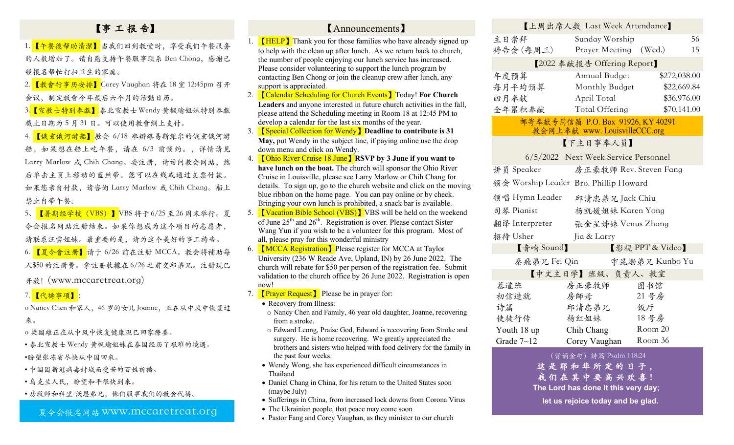## 【事工报告】

1. **【午餐後帮助清潔】** 当我们回到教堂时，享受我们午餐服务的人数增加了。请自愿支持午餐服事联系 Ben Chong，感谢已经报名帮忙打扫卫生的家庭。

2. **【教會行事历安排】** Corey Vaughan 将在 18 室 12:45pm 召开会议，制定教會今年最后六个月的活動日历。

3. **【宣教士特別奉獻】** 泰北宣教士 Wendy 黄枫瑜姐妹特別奉獻截止日期为 5 月 31 日。可以使用教會網上支付。

4. **【俄亥俄河游船】** 教会 6/18 举辦路易斯维尔的俄亥俄河游船，如果想在船上吃午餐，请在 6/3 前预约。，详情请见 Larry Marlow 或 Chih Chang。要注册，请访问教会网站，然后单击主页上移动的蓝丝带。您可以在线或通过支票付款。如果您亲自付款，请咨询 Larry Marlow 或 Chih Chang。船上禁止自带午餐。

5、**【暑期经学校（VBS）】** VBS 将于 6/25 至 26 周末举行。夏令会报名网站注册结束。如果你想成为这个项目的志愿者，请联系汪雲姐妹。最重要的是，请为这个美好的事工祷告。

6. **【夏令會注册】** 请于 6/26 前在注册 MCCA。教会将補助每人$50 的注册费。拿註冊收據在 6/26 之前交邱弟兄。注册现已开放！(www.mccaretreat.org)

7. **【代禱事項】**:

- o Nancy Chen 和家人，46 岁的女儿 Joanne，正在从中风中恢复过来。
- o 梁國雄正在从中风中恢复健康現已回家療養。
- • 泰北宣教士 Wendy 黄枫瑜姐妹在泰国经历了艰难的境遇。
- •盼望张冻省尽快从中国回来。
- • 中国因新冠病毒封城而受苦的百姓祈祷。
- • 乌克兰人民，盼望和平很快到来。
- • 房牧师和科里·沃恩弟兄，他们服事我们的教会代祷。

夏令会报名网站 www.mccaretreat.org

## 【Announcements】

1. **【HELP】** Thank you for those families who have already signed up to help with the clean up after lunch. As we return back to church, the number of people enjoying our lunch service has increased. Please consider volunteering to support the lunch program by contacting Ben Chong or join the cleanup crew after lunch, any support is appreciated.
2. **【Calendar Scheduling for Church Events】** Today! **For Church Leaders** and anyone interested in future church activities in the fall, please attend the Scheduling meeting in Room 18 at 12:45 PM to develop a calendar for the last six months of the year.
3. **【Special Collection for Wendy】 Deadline to contribute is 31 May,** put Wendy in the subject line, if paying online use the drop down menu and click on Wendy.
4. **【Ohio River Cruise 18 June】 RSVP by 3 June if you want to have lunch on the boat.** The church will sponsor the Ohio River Cruise in Louisville, please see Larry Marlow or Chih Chang for details. To sign up, go to the church website and click on the moving blue ribbon on the home page. You can pay online or by check. Bringing your own lunch is prohibited, a snack bar is available.
5. **【Vacation Bible School (VBS)】** VBS will be held on the weekend of June 25th and 26th. Registration is over. Please contact Sister Wang Yun if you wish to be a volunteer for this program. Most of all, please pray for this wonderful ministry
6. **【MCCA Registration】** Please register for MCCA at Taylor University (236 W Reade Ave, Upland, IN) by 26 June 2022. The church will rebate for $50 per person of the registration fee. Submit validation to the church office by 26 June 2022. Registration is open now!
7. **【Prayer Request】** Please be in prayer for:
   - Recovery from Illness:
     - o Nancy Chen and Family, 46 year old daughter, Joanne, recovering from a stroke.
     - o Edward Leong, Praise God, Edward is recovering from Stroke and surgery. He is home recovering. We greatly appreciated the brothers and sisters who helped with food delivery for the family in the past four weeks.
   - Wendy Wong, she has experienced difficult circumstances in Thailand
   - Daniel Chang in China, for his return to the United States soon (maybe July)
   - Sufferings in China, from increased lock downs from Corona Virus
   - The Ukrainian people, that peace may come soon
   - Pastor Fang and Corey Vaughan, as they minister to our church

## 【上周出席人数 Last Week Attendance】

| | | |
|---|---|---|
| 主日崇拜 | Sunday Worship | 56 |
| 祷告会（每周三） | Prayer Meeting (Wed.) | 15 |

## 【2022 奉献报告 Offering Report】

| | | |
|---|---|---|
| 年度预算 | Annual Budget | $272,038.00 |
| 每月平均预算 | Monthly Budget | $22,669.84 |
| 四月奉献 | April Total | $36,976.00 |
| 全年累积奉献 | Total Offering | $70,141.00 |

邮寄奉献专用信箱 P.O. Box 91926, KY 40291
教会网上奉献 www. LouisvilleCCC.org

## 【下主日事奉人员】

6/5/2022 Next Week Service Personnel

| | |
|---|---|
| 讲员 Speaker | 房正豪牧师 Rev. Steven Fang |
| 领会 Worship Leader | Bro. Phillip Howard |
| 领唱 Hymn Leader | 邱清忠弟兄 Jack Chiu |
| 司琴 Pianist | 杨凯媛姐妹 Karen Yong |
| 翻译 Interpreter | 張金星姊妹 Venus Zhang |
| 招待 Usher | Jia & Larry |

| 【音响 Sound】 | 【影视 PPT & Video】 |
|---|---|
| 秦飛弟兄 Fei Qin | 宇昆渤弟兄 Kunbo Yu |

## 【中文主日学】班级、负责人、教室

| | | |
|---|---|---|
| 慕道班 | 房正豪牧师 | 图书馆 |
| 初信造就 | 房師母 | 21 号房 |
| 诗篇 | 邱清忠弟兄 | 饭厅 |
| 使徒行传 | 杨红姐妹 | 18 号房 |
| Youth 18 up | Chih Chang | Room 20 |
| Grade 7~12 | Corey Vaughan | Room 36 |

（背诵金句）詩篇 Psalm 118:24

**这是耶和华所定的日子，**
**我们在其中要高兴欢喜！**
**The Lord has done it this very day;**
**let us rejoice today and be glad.**